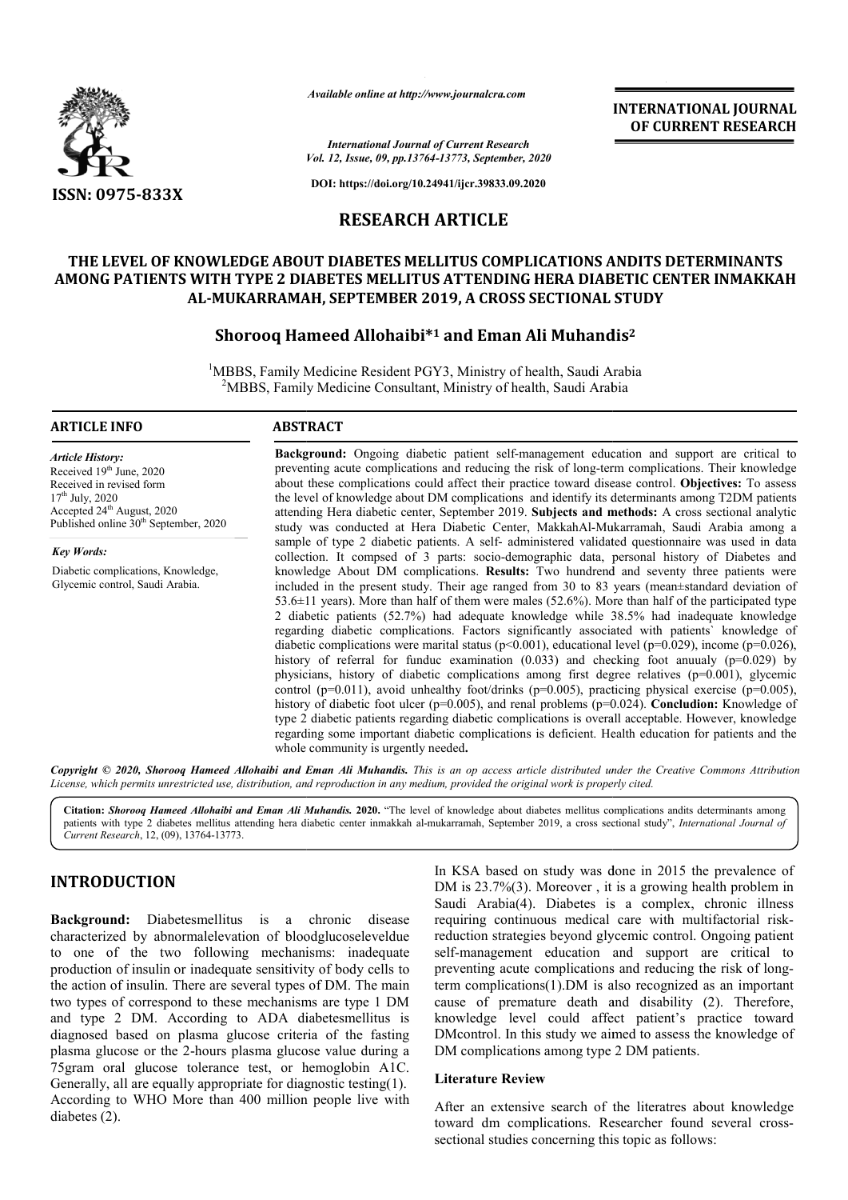ISSN: 0975-833X

*Available online at http://www.journalcra.com*

*International Journal of Current Research*
*Vol. 12, Issue, 09, pp.13764-13773, September, 2020*

**DOI: https://doi.org/10.24941/ijcr.39833.09.2020**

**INTERNATIONAL JOURNAL OF CURRENT RESEARCH**

# RESEARCH ARTICLE

# THE LEVEL OF KNOWLEDGE ABOUT DIABETES MELLITUS COMPLICATIONS ANDITS DETERMINANTS AMONG PATIENTS WITH TYPE 2 DIABETES MELLITUS ATTENDING HERA DIABETIC CENTER INMAKKAH AL-MUKARRAMAH, SEPTEMBER 2019, A CROSS SECTIONAL STUDY

**Shorooq Hameed Allohaibi*[1] and Eman Ali Muhandis[2]**

[1]MBBS, Family Medicine Resident PGY3, Ministry of health, Saudi Arabia
[2]MBBS, Family Medicine Consultant, Ministry of health, Saudi Arabia

**ARTICLE INFO**

*Article History:*
Received 19th June, 2020
Received in revised form
17th July, 2020
Accepted 24th August, 2020
Published online 30th September, 2020

*Key Words:*
Diabetic complications, Knowledge, Glycemic control, Saudi Arabia.

**ABSTRACT**

**Background:** Ongoing diabetic patient self-management education and support are critical to preventing acute complications and reducing the risk of long-term complications. Their knowledge about these complications could affect their practice toward disease control. **Objectives:** To assess the level of knowledge about DM complications and identify its determinants among T2DM patients attending Hera diabetic center, September 2019. **Subjects and methods:** A cross sectional analytic study was conducted at Hera Diabetic Center, MakkahAl-Mukarramah, Saudi Arabia among a sample of type 2 diabetic patients. A self- administered validated questionnaire was used in data collection. It compsed of 3 parts: socio-demographic data, personal history of Diabetes and knowledge About DM complications. **Results:** Two hundrend and seventy three patients were included in the present study. Their age ranged from 30 to 83 years (mean±standard deviation of 53.6±11 years). More than half of them were males (52.6%). More than half of the participated type 2 diabetic patients (52.7%) had adequate knowledge while 38.5% had inadequate knowledge regarding diabetic complications. Factors significantly associated with patients` knowledge of diabetic complications were marital status ($p<0.001$), educational level ($p=0.029$), income ($p=0.026$), history of referral for funduc examination (0.033) and checking foot anuualy ($p=0.029$) by physicians, history of diabetic complications among first degree relatives ($p=0.001$), glycemic control ($p=0.011$), avoid unhealthy foot/drinks ($p=0.005$), practicing physical exercise ($p=0.005$), history of diabetic foot ulcer ($p=0.005$), and renal problems ($p=0.024$). **Concludion:** Knowledge of type 2 diabetic patients regarding diabetic complications is overall acceptable. However, knowledge regarding some important diabetic complications is deficient. Health education for patients and the whole community is urgently needed**.**

***Copyright © 2020, Shorooq Hameed Allohaibi and Eman Ali Muhandis.*** *This is an op access article distributed under the Creative Commons Attribution License, which permits unrestricted use, distribution, and reproduction in any medium, provided the original work is properly cited.*

**Citation:** ***Shorooq Hameed Allohaibi and Eman Ali Muhandis.* 2020.** "The level of knowledge about diabetes mellitus complications andits determinants among patients with type 2 diabetes mellitus attending hera diabetic center inmakkah al-mukarramah, September 2019, a cross sectional study", *International Journal of Current Research*, 12, (09), 13764-13773.

## INTRODUCTION

**Background:** Diabetesmellitus is a chronic disease characterized by abnormalelevation of bloodglucoseleveldue to one of the two following mechanisms: inadequate production of insulin or inadequate sensitivity of body cells to the action of insulin. There are several types of DM. The main two types of correspond to these mechanisms are type 1 DM and type 2 DM. According to ADA diabetesmellitus is diagnosed based on plasma glucose criteria of the fasting plasma glucose or the 2-hours plasma glucose value during a 75gram oral glucose tolerance test, or hemoglobin A1C. Generally, all are equally appropriate for diagnostic testing(1). According to WHO More than 400 million people live with diabetes (2).

In KSA based on study was done in 2015 the prevalence of DM is 23.7%(3). Moreover , it is a growing health problem in Saudi Arabia(4). Diabetes is a complex, chronic illness requiring continuous medical care with multifactorial risk-reduction strategies beyond glycemic control. Ongoing patient self-management education and support are critical to preventing acute complications and reducing the risk of long-term complications(1).DM is also recognized as an important cause of premature death and disability (2). Therefore, knowledge level could affect patient's practice toward DMcontrol. In this study we aimed to assess the knowledge of DM complications among type 2 DM patients.

### Literature Review

After an extensive search of the literatres about knowledge toward dm complications. Researcher found several cross-sectional studies concerning this topic as follows: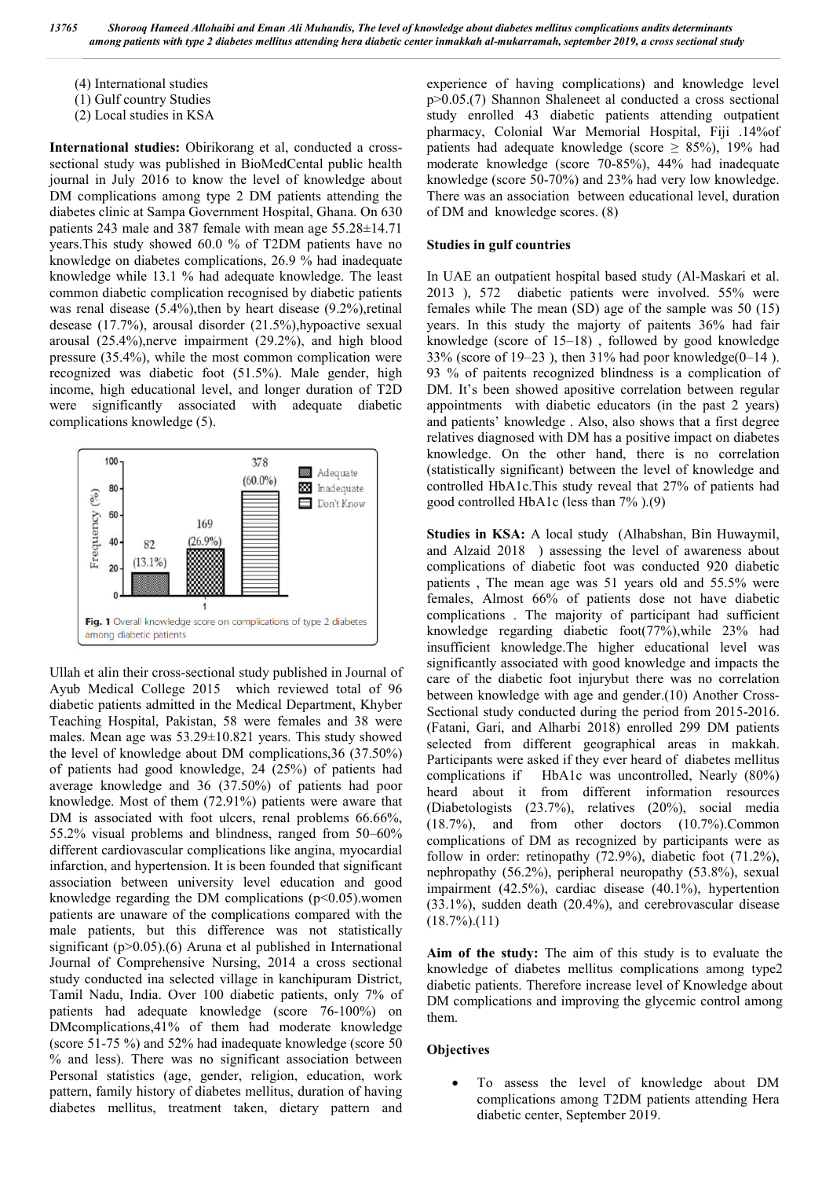(4) International studies
(1) Gulf country Studies
(2) Local studies in KSA

**International studies:** Obirikorang et al, conducted a cross-sectional study was published in BioMedCental public health journal in July 2016 to know the level of knowledge about DM complications among type 2 DM patients attending the diabetes clinic at Sampa Government Hospital, Ghana. On 630 patients 243 male and 387 female with mean age 55.28±14.71 years.This study showed 60.0 % of T2DM patients have no knowledge on diabetes complications, 26.9 % had inadequate knowledge while 13.1 % had adequate knowledge. The least common diabetic complication recognised by diabetic patients was renal disease (5.4%),then by heart disease (9.2%),retinal desease (17.7%), arousal disorder (21.5%),hypoactive sexual arousal (25.4%),nerve impairment (29.2%), and high blood pressure (35.4%), while the most common complication were recognized was diabetic foot (51.5%). Male gender, high income, high educational level, and longer duration of T2D were significantly associated with adequate diabetic complications knowledge (5).

**Fig. 1** Overall knowledge score on complications of type 2 diabetes among diabetic patients

| | Adequate | Inadequate | Don't Know |
|---|---|---|---|
| Frequency (%) | 82 (13.1%) | 169 (26.9%) | 378 (60.0%) |

Ullah et alin their cross-sectional study published in Journal of Ayub Medical College 2015 which reviewed total of 96 diabetic patients admitted in the Medical Department, Khyber Teaching Hospital, Pakistan, 58 were females and 38 were males. Mean age was 53.29±10.821 years. This study showed the level of knowledge about DM complications,36 (37.50%) of patients had good knowledge, 24 (25%) of patients had average knowledge and 36 (37.50%) of patients had poor knowledge. Most of them (72.91%) patients were aware that DM is associated with foot ulcers, renal problems 66.66%, 55.2% visual problems and blindness, ranged from 50–60% different cardiovascular complications like angina, myocardial infarction, and hypertension. It is been founded that significant association between university level education and good knowledge regarding the DM complications ($p<0.05$).women patients are unaware of the complications compared with the male patients, but this difference was not statistically significant ($p>0.05$).(6) Aruna et al published in International Journal of Comprehensive Nursing, 2014 a cross sectional study conducted ina selected village in kanchipuram District, Tamil Nadu, India. Over 100 diabetic patients, only 7% of patients had adequate knowledge (score 76-100%) on DMcomplications,41% of them had moderate knowledge (score 51-75 %) and 52% had inadequate knowledge (score 50 % and less). There was no significant association between Personal statistics (age, gender, religion, education, work pattern, family history of diabetes mellitus, duration of having diabetes mellitus, treatment taken, dietary pattern and experience of having complications) and knowledge level $p>0.05$.(7) Shannon Shaleneet al conducted a cross sectional study enrolled 43 diabetic patients attending outpatient pharmacy, Colonial War Memorial Hospital, Fiji .14%of patients had adequate knowledge (score ≥ 85%), 19% had moderate knowledge (score 70-85%), 44% had inadequate knowledge (score 50-70%) and 23% had very low knowledge. There was an association between educational level, duration of DM and knowledge scores. (8)

**Studies in gulf countries**

In UAE an outpatient hospital based study (Al-Maskari et al. 2013 ), 572 diabetic patients were involved. 55% were females while The mean (SD) age of the sample was 50 (15) years. In this study the majorty of paitents 36% had fair knowledge (score of 15–18) , followed by good knowledge 33% (score of 19–23 ), then 31% had poor knowledge(0–14 ). 93 % of paitents recognized blindness is a complication of DM. It's been showed apositive correlation between regular appointments with diabetic educators (in the past 2 years) and patients' knowledge . Also, also shows that a first degree relatives diagnosed with DM has a positive impact on diabetes knowledge. On the other hand, there is no correlation (statistically significant) between the level of knowledge and controlled HbA1c.This study reveal that 27% of patients had good controlled HbA1c (less than 7% ).(9)

**Studies in KSA:** A local study (Alhabshan, Bin Huwaymil, and Alzaid 2018 ) assessing the level of awareness about complications of diabetic foot was conducted 920 diabetic patients , The mean age was 51 years old and 55.5% were females, Almost 66% of patients dose not have diabetic complications . The majority of participant had sufficient knowledge regarding diabetic foot(77%),while 23% had insufficient knowledge.The higher educational level was significantly associated with good knowledge and impacts the care of the diabetic foot injurybut there was no correlation between knowledge with age and gender.(10) Another Cross-Sectional study conducted during the period from 2015-2016. (Fatani, Gari, and Alharbi 2018) enrolled 299 DM patients selected from different geographical areas in makkah. Participants were asked if they ever heard of diabetes mellitus complications if HbA1c was uncontrolled, Nearly (80%) heard about it from different information resources (Diabetologists (23.7%), relatives (20%), social media (18.7%), and from other doctors (10.7%).Common complications of DM as recognized by participants were as follow in order: retinopathy (72.9%), diabetic foot (71.2%), nephropathy (56.2%), peripheral neuropathy (53.8%), sexual impairment (42.5%), cardiac disease (40.1%), hypertention (33.1%), sudden death (20.4%), and cerebrovascular disease (18.7%).(11)

**Aim of the study:** The aim of this study is to evaluate the knowledge of diabetes mellitus complications among type2 diabetic patients. Therefore increase level of Knowledge about DM complications and improving the glycemic control among them.

**Objectives**

- To assess the level of knowledge about DM complications among T2DM patients attending Hera diabetic center, September 2019.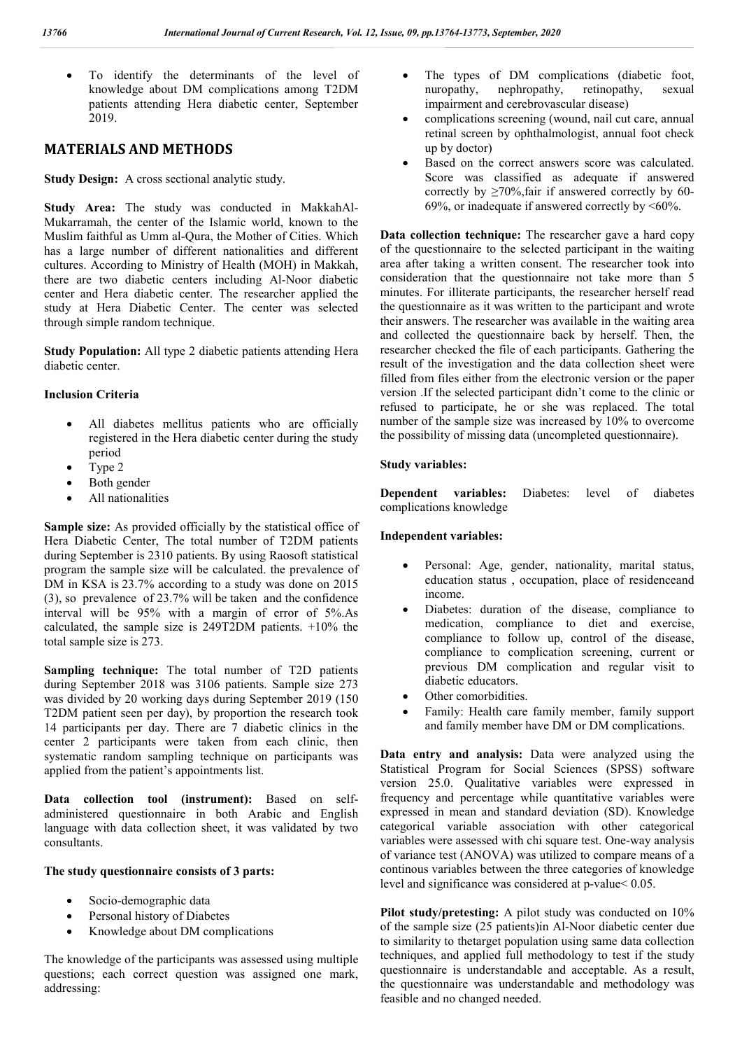- To identify the determinants of the level of knowledge about DM complications among T2DM patients attending Hera diabetic center, September 2019.

## MATERIALS AND METHODS

**Study Design:** A cross sectional analytic study.

**Study Area:** The study was conducted in MakkahAl-Mukarramah, the center of the Islamic world, known to the Muslim faithful as Umm al-Qura, the Mother of Cities. Which has a large number of different nationalities and different cultures. According to Ministry of Health (MOH) in Makkah, there are two diabetic centers including Al-Noor diabetic center and Hera diabetic center. The researcher applied the study at Hera Diabetic Center. The center was selected through simple random technique.

**Study Population:** All type 2 diabetic patients attending Hera diabetic center.

**Inclusion Criteria**

- All diabetes mellitus patients who are officially registered in the Hera diabetic center during the study period
- Type 2
- Both gender
- All nationalities

**Sample size:** As provided officially by the statistical office of Hera Diabetic Center, The total number of T2DM patients during September is 2310 patients. By using Raosoft statistical program the sample size will be calculated. the prevalence of DM in KSA is 23.7% according to a study was done on 2015 (3), so prevalence of 23.7% will be taken and the confidence interval will be 95% with a margin of error of 5%.As calculated, the sample size is 249T2DM patients. +10% the total sample size is 273.

**Sampling technique:** The total number of T2D patients during September 2018 was 3106 patients. Sample size 273 was divided by 20 working days during September 2019 (150 T2DM patient seen per day), by proportion the research took 14 participants per day. There are 7 diabetic clinics in the center 2 participants were taken from each clinic, then systematic random sampling technique on participants was applied from the patient's appointments list.

**Data collection tool (instrument):** Based on self-administered questionnaire in both Arabic and English language with data collection sheet, it was validated by two consultants.

**The study questionnaire consists of 3 parts:**

- Socio-demographic data
- Personal history of Diabetes
- Knowledge about DM complications

The knowledge of the participants was assessed using multiple questions; each correct question was assigned one mark, addressing:

- The types of DM complications (diabetic foot, nuropathy, nephropathy, retinopathy, sexual impairment and cerebrovascular disease)
- complications screening (wound, nail cut care, annual retinal screen by ophthalmologist, annual foot check up by doctor)
- Based on the correct answers score was calculated. Score was classified as adequate if answered correctly by ≥70%,fair if answered correctly by 60-69%, or inadequate if answered correctly by <60%.

**Data collection technique:** The researcher gave a hard copy of the questionnaire to the selected participant in the waiting area after taking a written consent. The researcher took into consideration that the questionnaire not take more than 5 minutes. For illiterate participants, the researcher herself read the questionnaire as it was written to the participant and wrote their answers. The researcher was available in the waiting area and collected the questionnaire back by herself. Then, the researcher checked the file of each participants. Gathering the result of the investigation and the data collection sheet were filled from files either from the electronic version or the paper version .If the selected participant didn't come to the clinic or refused to participate, he or she was replaced. The total number of the sample size was increased by 10% to overcome the possibility of missing data (uncompleted questionnaire).

**Study variables:**

**Dependent variables:** Diabetes: level of diabetes complications knowledge

**Independent variables:**

- Personal: Age, gender, nationality, marital status, education status , occupation, place of residenceand income.
- Diabetes: duration of the disease, compliance to medication, compliance to diet and exercise, compliance to follow up, control of the disease, compliance to complication screening, current or previous DM complication and regular visit to diabetic educators.
- Other comorbidities.
- Family: Health care family member, family support and family member have DM or DM complications.

**Data entry and analysis:** Data were analyzed using the Statistical Program for Social Sciences (SPSS) software version 25.0. Qualitative variables were expressed in frequency and percentage while quantitative variables were expressed in mean and standard deviation (SD). Knowledge categorical variable association with other categorical variables were assessed with chi square test. One-way analysis of variance test (ANOVA) was utilized to compare means of a continous variables between the three categories of knowledge level and significance was considered at p-value< 0.05.

**Pilot study/pretesting:** A pilot study was conducted on 10% of the sample size (25 patients)in Al-Noor diabetic center due to similarity to thetarget population using same data collection techniques, and applied full methodology to test if the study questionnaire is understandable and acceptable. As a result, the questionnaire was understandable and methodology was feasible and no changed needed.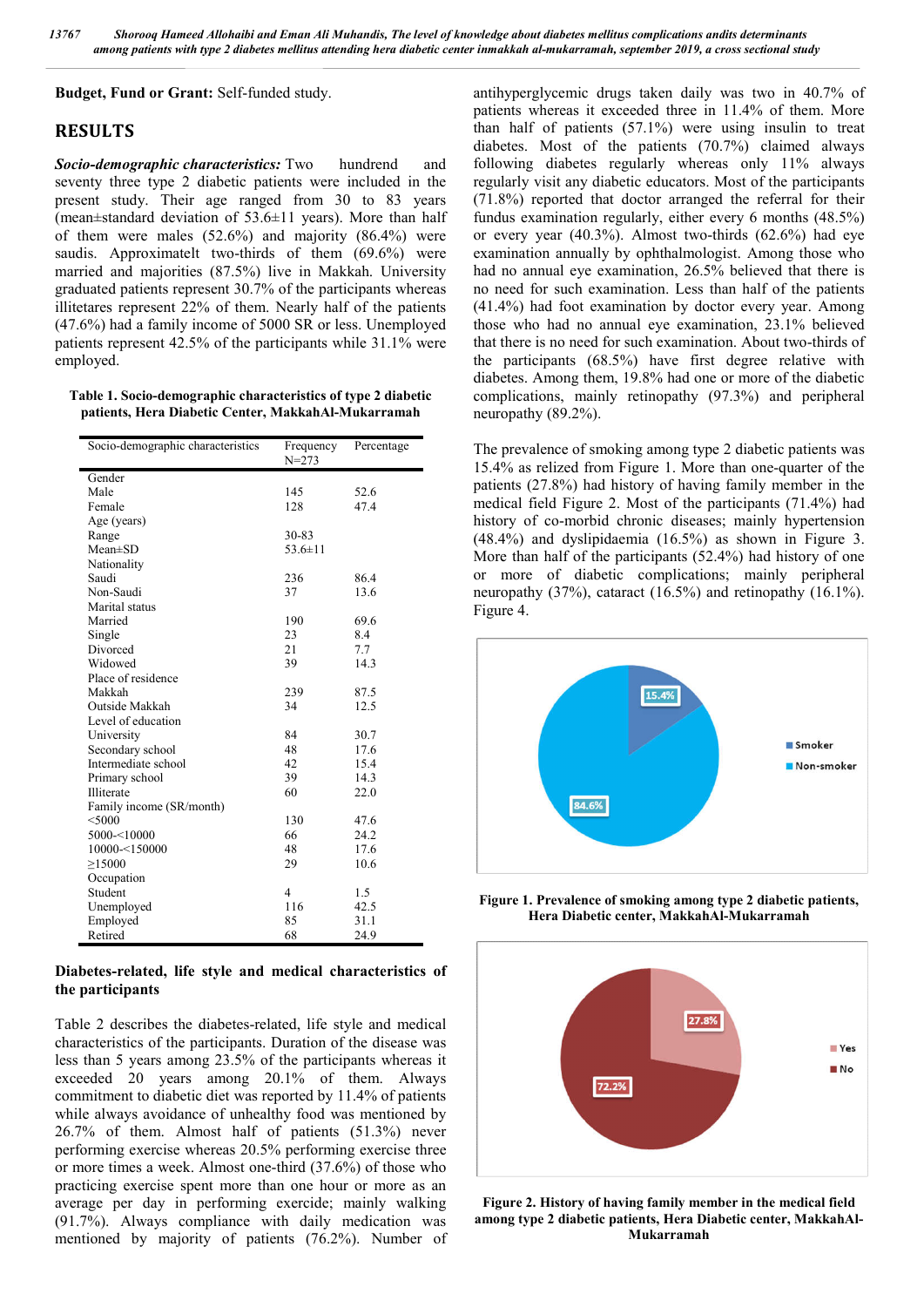**Budget, Fund or Grant:** Self-funded study.

## RESULTS

***Socio-demographic characteristics:*** Two hundred and seventy three type 2 diabetic patients were included in the present study. Their age ranged from 30 to 83 years (mean±standard deviation of 53.6±11 years). More than half of them were males (52.6%) and majority (86.4%) were saudis. Approximatelt two-thirds of them (69.6%) were married and majorities (87.5%) live in Makkah. University graduated patients represent 30.7% of the participants whereas illitetares represent 22% of them. Nearly half of the patients (47.6%) had a family income of 5000 SR or less. Unemployed patients represent 42.5% of the participants while 31.1% were employed.

**Table 1. Socio-demographic characteristics of type 2 diabetic patients, Hera Diabetic Center, MakkahAl-Mukarramah**

| Socio-demographic characteristics | Frequency N=273 | Percentage |
|---|---|---|
| Gender | | |
| Male | 145 | 52.6 |
| Female | 128 | 47.4 |
| Age (years) | | |
| Range | 30-83 | |
| Mean±SD | 53.6±11 | |
| Nationality | | |
| Saudi | 236 | 86.4 |
| Non-Saudi | 37 | 13.6 |
| Marital status | | |
| Married | 190 | 69.6 |
| Single | 23 | 8.4 |
| Divorced | 21 | 7.7 |
| Widowed | 39 | 14.3 |
| Place of residence | | |
| Makkah | 239 | 87.5 |
| Outside Makkah | 34 | 12.5 |
| Level of education | | |
| University | 84 | 30.7 |
| Secondary school | 48 | 17.6 |
| Intermediate school | 42 | 15.4 |
| Primary school | 39 | 14.3 |
| Illiterate | 60 | 22.0 |
| Family income (SR/month) | | |
| <5000 | 130 | 47.6 |
| 5000-<10000 | 66 | 24.2 |
| 10000-<150000 | 48 | 17.6 |
| ≥15000 | 29 | 10.6 |
| Occupation | | |
| Student | 4 | 1.5 |
| Unemployed | 116 | 42.5 |
| Employed | 85 | 31.1 |
| Retired | 68 | 24.9 |

**Diabetes-related, life style and medical characteristics of the participants**

Table 2 describes the diabetes-related, life style and medical characteristics of the participants. Duration of the disease was less than 5 years among 23.5% of the participants whereas it exceeded 20 years among 20.1% of them. Always commitment to diabetic diet was reported by 11.4% of patients while always avoidance of unhealthy food was mentioned by 26.7% of them. Almost half of patients (51.3%) never performing exercise whereas 20.5% performing exercise three or more times a week. Almost one-third (37.6%) of those who practicing exercise spent more than one hour or more as an average per day in performing exercide; mainly walking (91.7%). Always compliance with daily medication was mentioned by majority of patients (76.2%). Number of antihyperglycemic drugs taken daily was two in 40.7% of patients whereas it exceeded three in 11.4% of them. More than half of patients (57.1%) were using insulin to treat diabetes. Most of the patients (70.7%) claimed always following diabetes regularly whereas only 11% always regularly visit any diabetic educators. Most of the participants (71.8%) reported that doctor arranged the referral for their fundus examination regularly, either every 6 months (48.5%) or every year (40.3%). Almost two-thirds (62.6%) had eye examination annually by ophthalmologist. Among those who had no annual eye examination, 26.5% believed that there is no need for such examination. Less than half of the patients (41.4%) had foot examination by doctor every year. Among those who had no annual eye examination, 23.1% believed that there is no need for such examination. About two-thirds of the participants (68.5%) have first degree relative with diabetes. Among them, 19.8% had one or more of the diabetic complications, mainly retinopathy (97.3%) and peripheral neuropathy (89.2%).

The prevalence of smoking among type 2 diabetic patients was 15.4% as relized from Figure 1. More than one-quarter of the patients (27.8%) had history of having family member in the medical field Figure 2. Most of the participants (71.4%) had history of co-morbid chronic diseases; mainly hypertension (48.4%) and dyslipidaemia (16.5%) as shown in Figure 3. More than half of the participants (52.4%) had history of one or more of diabetic complications; mainly peripheral neuropathy (37%), cataract (16.5%) and retinopathy (16.1%). Figure 4.

**Figure 1. Prevalence of smoking among type 2 diabetic patients, Hera Diabetic center, MakkahAl-Mukarramah**

**Figure 2. History of having family member in the medical field among type 2 diabetic patients, Hera Diabetic center, MakkahAl-Mukarramah**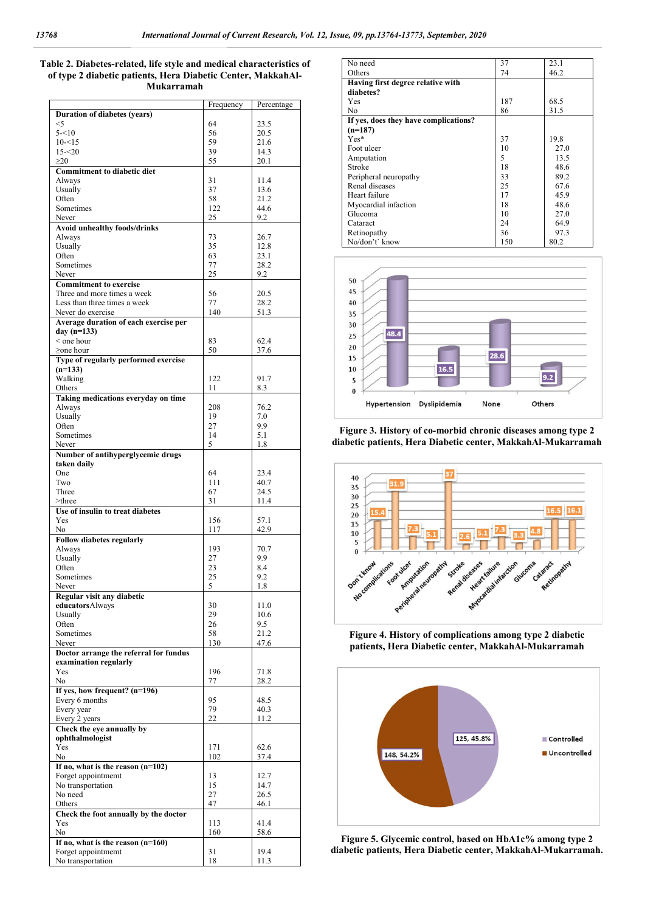**Table 2. Diabetes-related, life style and medical characteristics of of type 2 diabetic patients, Hera Diabetic Center, MakkahAl-Mukarramah**

| | Frequency | Percentage |
|---|---|---|
| **Duration of diabetes (years)** | | |
| <5 | 64 | 23.5 |
| 5-<10 | 56 | 20.5 |
| 10-<15 | 59 | 21.6 |
| 15-<20 | 39 | 14.3 |
| ≥20 | 55 | 20.1 |
| **Commitment to diabetic diet** | | |
| Always | 31 | 11.4 |
| Usually | 37 | 13.6 |
| Often | 58 | 21.2 |
| Sometimes | 122 | 44.6 |
| Never | 25 | 9.2 |
| **Avoid unhealthy foods/drinks** | | |
| Always | 73 | 26.7 |
| Usually | 35 | 12.8 |
| Often | 63 | 23.1 |
| Sometimes | 77 | 28.2 |
| Never | 25 | 9.2 |
| **Commitment to exercise** | | |
| Three and more times a week | 56 | 20.5 |
| Less than three times a week | 77 | 28.2 |
| Never do exercise | 140 | 51.3 |
| **Average duration of each exercise per day (n=133)** | | |
| < one hour | 83 | 62.4 |
| ≥one hour | 50 | 37.6 |
| **Type of regularly performed exercise (n=133)** | | |
| Walking | 122 | 91.7 |
| Others | 11 | 8.3 |
| **Taking medications everyday on time** | | |
| Always | 208 | 76.2 |
| Usually | 19 | 7.0 |
| Often | 27 | 9.9 |
| Sometimes | 14 | 5.1 |
| Never | 5 | 1.8 |
| **Number of antihyperglycemic drugs taken daily** | | |
| One | 64 | 23.4 |
| Two | 111 | 40.7 |
| Three | 67 | 24.5 |
| >three | 31 | 11.4 |
| **Use of insulin to treat diabetes** | | |
| Yes | 156 | 57.1 |
| No | 117 | 42.9 |
| **Follow diabetes regularly** | | |
| Always | 193 | 70.7 |
| Usually | 27 | 9.9 |
| Often | 23 | 8.4 |
| Sometimes | 25 | 9.2 |
| Never | 5 | 1.8 |
| **Regular visit any diabetic educators** Always | 30 | 11.0 |
| Usually | 29 | 10.6 |
| Often | 26 | 9.5 |
| Sometimes | 58 | 21.2 |
| Never | 130 | 47.6 |
| **Doctor arrange the referral for fundus examination regularly** | | |
| Yes | 196 | 71.8 |
| No | 77 | 28.2 |
| **If yes, how frequent? (n=196)** | | |
| Every 6 months | 95 | 48.5 |
| Every year | 79 | 40.3 |
| Every 2 years | 22 | 11.2 |
| **Check the eye annually by ophthalmologist** | | |
| Yes | 171 | 62.6 |
| No | 102 | 37.4 |
| **If no, what is the reason (n=102)** | | |
| Forget appointment | 13 | 12.7 |
| No transportation | 15 | 14.7 |
| No need | 27 | 26.5 |
| Others | 47 | 46.1 |
| **Check the foot annually by the doctor** | | |
| Yes | 113 | 41.4 |
| No | 160 | 58.6 |
| **If no, what is the reason (n=160)** | | |
| Forget appointment | 31 | 19.4 |
| No transportation | 18 | 11.3 |
| No need | 37 | 23.1 |
| Others | 74 | 46.2 |
| **Having first degree relative with diabetes?** | | |
| Yes | 187 | 68.5 |
| No | 86 | 31.5 |
| **If yes, does they have complications? (n=187)** | | |
| Yes* | 37 | 19.8 |
| Foot ulcer | 10 | 27.0 |
| Amputation | 5 | 13.5 |
| Stroke | 18 | 48.6 |
| Peripheral neuropathy | 33 | 89.2 |
| Renal diseases | 25 | 67.6 |
| Heart failure | 17 | 45.9 |
| Myocardial infaction | 18 | 48.6 |
| Glucoma | 10 | 27.0 |
| Cataract | 24 | 64.9 |
| Retinopathy | 36 | 97.3 |
| No/don't` know | 150 | 80.2 |

**Figure 3. History of co-morbid chronic diseases among type 2 diabetic patients, Hera Diabetic center, MakkahAl-Mukarramah**

**Figure 4. History of complications among type 2 diabetic patients, Hera Diabetic center, MakkahAl-Mukarramah**

**Figure 5. Glycemic control, based on HbA1c% among type 2 diabetic patients, Hera Diabetic center, MakkahAl-Mukarramah.**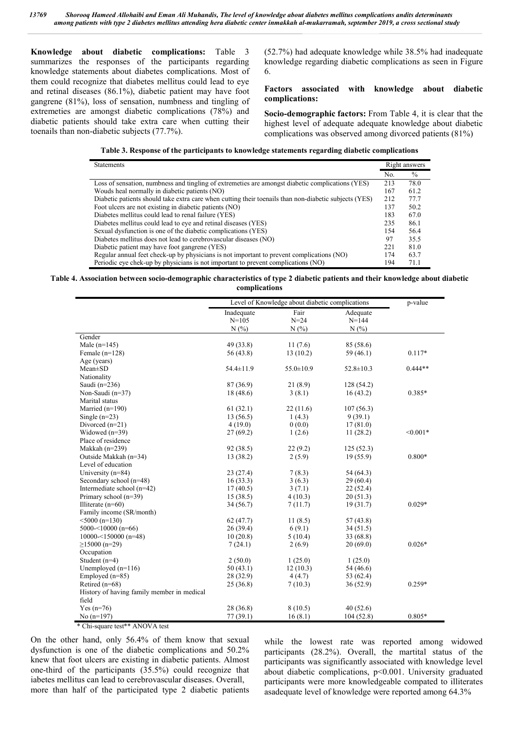**Knowledge about diabetic complications:** Table 3 summarizes the responses of the participants regarding knowledge statements about diabetes complications. Most of them could recognize that diabetes mellitus could lead to eye and retinal diseases (86.1%), diabetic patient may have foot gangrene (81%), loss of sensation, numbness and tingling of extremeties are amongst diabetic complications (78%) and diabetic patients should take extra care when cutting their toenails than non-diabetic subjects (77.7%).

**Table 3. Response of the participants to knowledge statements regarding diabetic complications**

| Statements | Right answers | |
|---|---|---|
| | No. | % |
| Loss of sensation, numbness and tingling of extremities are amongst diabetic complications (YES) | 213 | 78.0 |
| Wouds heal normally in diabetic patients (NO) | 167 | 61.2 |
| Diabetic patients should take extra care when cutting their toenails than non-diabetic subjects (YES) | 212 | 77.7 |
| Foot ulcers are not existing in diabetic patients (NO) | 137 | 50.2 |
| Diabetes mellitus could lead to renal failure (YES) | 183 | 67.0 |
| Diabetes mellitus could lead to eye and retinal diseases (YES) | 235 | 86.1 |
| Sexual dysfunction is one of the diabetic complications (YES) | 154 | 56.4 |
| Diabetes mellitus does not lead to cerebrovascular diseases (NO) | 97 | 35.5 |
| Diabetic patient may have foot gangrene (YES) | 221 | 81.0 |
| Regular annual feet check-up by physicians is not important to prevent complications (NO) | 174 | 63.7 |
| Periodic eye chek-up by physicians is not important to prevent complications (NO) | 194 | 71.1 |

On the other hand, only 56.4% of them know that sexual dysfunction is one of the diabetic complications and 50.2% knew that foot ulcers are existing in diabetic patients. Almost one-third of the participants (35.5%) could recognize that iabetes mellitus can lead to cerebrovascular diseases. Overall, more than half of the participated type 2 diabetic patients (52.7%) had adequate knowledge while 38.5% had inadequate knowledge regarding diabetic complications as seen in Figure 6.

### Factors associated with knowledge about diabetic complications:

**Socio-demographic factors:** From Table 4, it is clear that the highest level of adequate adequate knowledge about diabetic complications was observed among divorced patients (81%) while the lowest rate was reported among widowed participants (28.2%). Overall, the martital status of the participants was significantly associated with knowledge level about diabetic complications, p<0.001. University graduated participants were more knowledgeable compated to illiterates asadequate level of knowledge were reported among 64.3%

**Table 4. Association between socio-demographic characteristics of type 2 diabetic patients and their knowledge about diabetic complications**

| | Level of Knowledge about diabetic complications | | | p-value |
|---|---|---|---|---|
| | Inadequate N=105 N (%) | Fair N=24 N (%) | Adequate N=144 N (%) | |
| Gender | | | | |
| Male (n=145) | 49 (33.8) | 11 (7.6) | 85 (58.6) | |
| Female (n=128) | 56 (43.8) | 13 (10.2) | 59 (46.1) | 0.117* |
| Age (years) | | | | |
| Mean±SD | 54.4±11.9 | 55.0±10.9 | 52.8±10.3 | 0.444** |
| Nationality | | | | |
| Saudi (n=236) | 87 (36.9) | 21 (8.9) | 128 (54.2) | |
| Non-Saudi (n=37) | 18 (48.6) | 3 (8.1) | 16 (43.2) | 0.385* |
| Marital status | | | | |
| Married (n=190) | 61 (32.1) | 22 (11.6) | 107 (56.3) | |
| Single (n=23) | 13 (56.5) | 1 (4.3) | 9 (39.1) | |
| Divorced (n=21) | 4 (19.0) | 0 (0.0) | 17 (81.0) | |
| Widowed (n=39) | 27 (69.2) | 1 (2.6) | 11 (28.2) | <0.001* |
| Place of residence | | | | |
| Makkah (n=239) | 92 (38.5) | 22 (9.2) | 125 (52.3) | |
| Outside Makkah (n=34) | 13 (38.2) | 2 (5.9) | 19 (55.9) | 0.800* |
| Level of education | | | | |
| University (n=84) | 23 (27.4) | 7 (8.3) | 54 (64.3) | |
| Secondary school (n=48) | 16 (33.3) | 3 (6.3) | 29 (60.4) | |
| Intermediate school (n=42) | 17 (40.5) | 3 (7.1) | 22 (52.4) | |
| Primary school (n=39) | 15 (38.5) | 4 (10.3) | 20 (51.3) | |
| Illiterate (n=60) | 34 (56.7) | 7 (11.7) | 19 (31.7) | 0.029* |
| Family income (SR/month) | | | | |
| <5000 (n=130) | 62 (47.7) | 11 (8.5) | 57 (43.8) | |
| 5000-<10000 (n=66) | 26 (39.4) | 6 (9.1) | 34 (51.5) | |
| 10000-<150000 (n=48) | 10 (20.8) | 5 (10.4) | 33 (68.8) | |
| ≥15000 (n=29) | 7 (24.1) | 2 (6.9) | 20 (69.0) | 0.026* |
| Occupation | | | | |
| Student (n=4) | 2 (50.0) | 1 (25.0) | 1 (25.0) | |
| Unemployed (n=116) | 50 (43.1) | 12 (10.3) | 54 (46.6) | |
| Employed (n=85) | 28 (32.9) | 4 (4.7) | 53 (62.4) | |
| Retired (n=68) | 25 (36.8) | 7 (10.3) | 36 (52.9) | 0.259* |
| History of having family member in medical field | | | | |
| Yes (n=76) | 28 (36.8) | 8 (10.5) | 40 (52.6) | |
| No (n=197) | 77 (39.1) | 16 (8.1) | 104 (52.8) | 0.805* |

\* Chi-square test** ANOVA test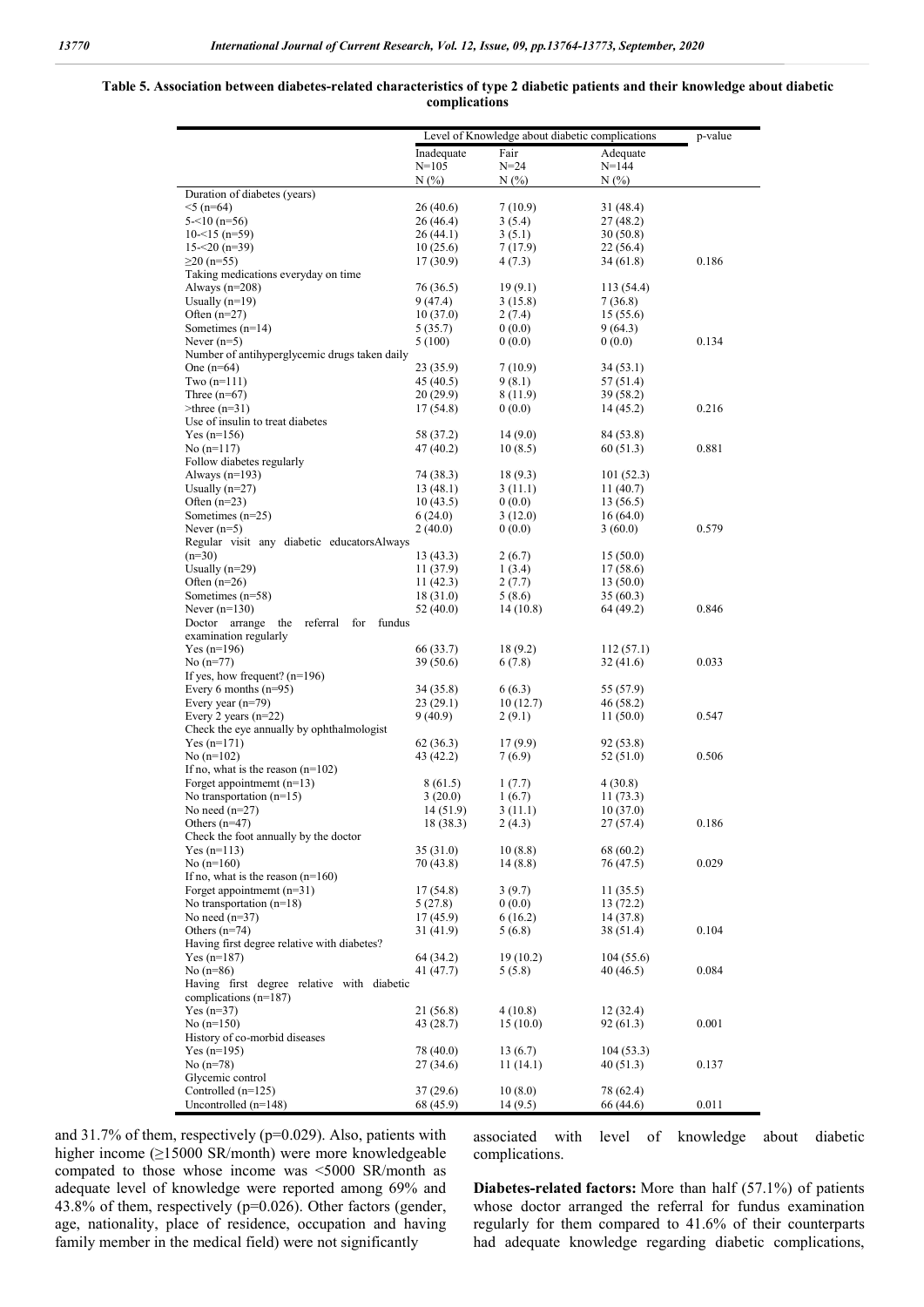**Table 5. Association between diabetes-related characteristics of type 2 diabetic patients and their knowledge about diabetic complications**

| | Level of Knowledge about diabetic complications | | | p-value |
|---|---|---|---|---|
| | Inadequate N=105 N (%) | Fair N=24 N (%) | Adequate N=144 N (%) | |
| Duration of diabetes (years) | | | | |
| <5 (n=64) | 26 (40.6) | 7 (10.9) | 31 (48.4) | |
| 5-<10 (n=56) | 26 (46.4) | 3 (5.4) | 27 (48.2) | |
| 10-<15 (n=59) | 26 (44.1) | 3 (5.1) | 30 (50.8) | |
| 15-<20 (n=39) | 10 (25.6) | 7 (17.9) | 22 (56.4) | |
| ≥20 (n=55) | 17 (30.9) | 4 (7.3) | 34 (61.8) | 0.186 |
| Taking medications everyday on time | | | | |
| Always (n=208) | 76 (36.5) | 19 (9.1) | 113 (54.4) | |
| Usually (n=19) | 9 (47.4) | 3 (15.8) | 7 (36.8) | |
| Often (n=27) | 10 (37.0) | 2 (7.4) | 15 (55.6) | |
| Sometimes (n=14) | 5 (35.7) | 0 (0.0) | 9 (64.3) | |
| Never (n=5) | 5 (100) | 0 (0.0) | 0 (0.0) | 0.134 |
| Number of antihyperglycemic drugs taken daily | | | | |
| One (n=64) | 23 (35.9) | 7 (10.9) | 34 (53.1) | |
| Two (n=111) | 45 (40.5) | 9 (8.1) | 57 (51.4) | |
| Three (n=67) | 20 (29.9) | 8 (11.9) | 39 (58.2) | |
| >three (n=31) | 17 (54.8) | 0 (0.0) | 14 (45.2) | 0.216 |
| Use of insulin to treat diabetes | | | | |
| Yes (n=156) | 58 (37.2) | 14 (9.0) | 84 (53.8) | |
| No (n=117) | 47 (40.2) | 10 (8.5) | 60 (51.3) | 0.881 |
| Follow diabetes regularly | | | | |
| Always (n=193) | 74 (38.3) | 18 (9.3) | 101 (52.3) | |
| Usually (n=27) | 13 (48.1) | 3 (11.1) | 11 (40.7) | |
| Often (n=23) | 10 (43.5) | 0 (0.0) | 13 (56.5) | |
| Sometimes (n=25) | 6 (24.0) | 3 (12.0) | 16 (64.0) | |
| Never (n=5) | 2 (40.0) | 0 (0.0) | 3 (60.0) | 0.579 |
| Regular visit any diabetic educators | | | | |
| Always (n=30) | 13 (43.3) | 2 (6.7) | 15 (50.0) | |
| Usually (n=29) | 11 (37.9) | 1 (3.4) | 17 (58.6) | |
| Often (n=26) | 11 (42.3) | 2 (7.7) | 13 (50.0) | |
| Sometimes (n=58) | 18 (31.0) | 5 (8.6) | 35 (60.3) | |
| Never (n=130) | 52 (40.0) | 14 (10.8) | 64 (49.2) | 0.846 |
| Doctor arrange the referral for fundus examination regularly | | | | |
| Yes (n=196) | 66 (33.7) | 18 (9.2) | 112 (57.1) | |
| No (n=77) | 39 (50.6) | 6 (7.8) | 32 (41.6) | 0.033 |
| If yes, how frequent? (n=196) | | | | |
| Every 6 months (n=95) | 34 (35.8) | 6 (6.3) | 55 (57.9) | |
| Every year (n=79) | 23 (29.1) | 10 (12.7) | 46 (58.2) | |
| Every 2 years (n=22) | 9 (40.9) | 2 (9.1) | 11 (50.0) | 0.547 |
| Check the eye annually by ophthalmologist | | | | |
| Yes (n=171) | 62 (36.3) | 17 (9.9) | 92 (53.8) | |
| No (n=102) | 43 (42.2) | 7 (6.9) | 52 (51.0) | 0.506 |
| If no, what is the reason (n=102) | | | | |
| Forget appointmemt (n=13) | 8 (61.5) | 1 (7.7) | 4 (30.8) | |
| No transportation (n=15) | 3 (20.0) | 1 (6.7) | 11 (73.3) | |
| No need (n=27) | 14 (51.9) | 3 (11.1) | 10 (37.0) | |
| Others (n=47) | 18 (38.3) | 2 (4.3) | 27 (57.4) | 0.186 |
| Check the foot annually by the doctor | | | | |
| Yes (n=113) | 35 (31.0) | 10 (8.8) | 68 (60.2) | |
| No (n=160) | 70 (43.8) | 14 (8.8) | 76 (47.5) | 0.029 |
| If no, what is the reason (n=160) | | | | |
| Forget appointmemt (n=31) | 17 (54.8) | 3 (9.7) | 11 (35.5) | |
| No transportation (n=18) | 5 (27.8) | 0 (0.0) | 13 (72.2) | |
| No need (n=37) | 17 (45.9) | 6 (16.2) | 14 (37.8) | |
| Others (n=74) | 31 (41.9) | 5 (6.8) | 38 (51.4) | 0.104 |
| Having first degree relative with diabetes? | | | | |
| Yes (n=187) | 64 (34.2) | 19 (10.2) | 104 (55.6) | |
| No (n=86) | 41 (47.7) | 5 (5.8) | 40 (46.5) | 0.084 |
| Having first degree relative with diabetic complications (n=187) | | | | |
| Yes (n=37) | 21 (56.8) | 4 (10.8) | 12 (32.4) | |
| No (n=150) | 43 (28.7) | 15 (10.0) | 92 (61.3) | 0.001 |
| History of co-morbid diseases | | | | |
| Yes (n=195) | 78 (40.0) | 13 (6.7) | 104 (53.3) | |
| No (n=78) | 27 (34.6) | 11 (14.1) | 40 (51.3) | 0.137 |
| Glycemic control | | | | |
| Controlled (n=125) | 37 (29.6) | 10 (8.0) | 78 (62.4) | |
| Uncontrolled (n=148) | 68 (45.9) | 14 (9.5) | 66 (44.6) | 0.011 |

and 31.7% of them, respectively (p=0.029). Also, patients with higher income (≥15000 SR/month) were more knowledgeable compated to those whose income was <5000 SR/month as adequate level of knowledge were reported among 69% and 43.8% of them, respectively (p=0.026). Other factors (gender, age, nationality, place of residence, occupation and having family member in the medical field) were not significantly associated with level of knowledge about diabetic complications.

**Diabetes-related factors:** More than half (57.1%) of patients whose doctor arranged the referral for fundus examination regularly for them compared to 41.6% of their counterparts had adequate knowledge regarding diabetic complications,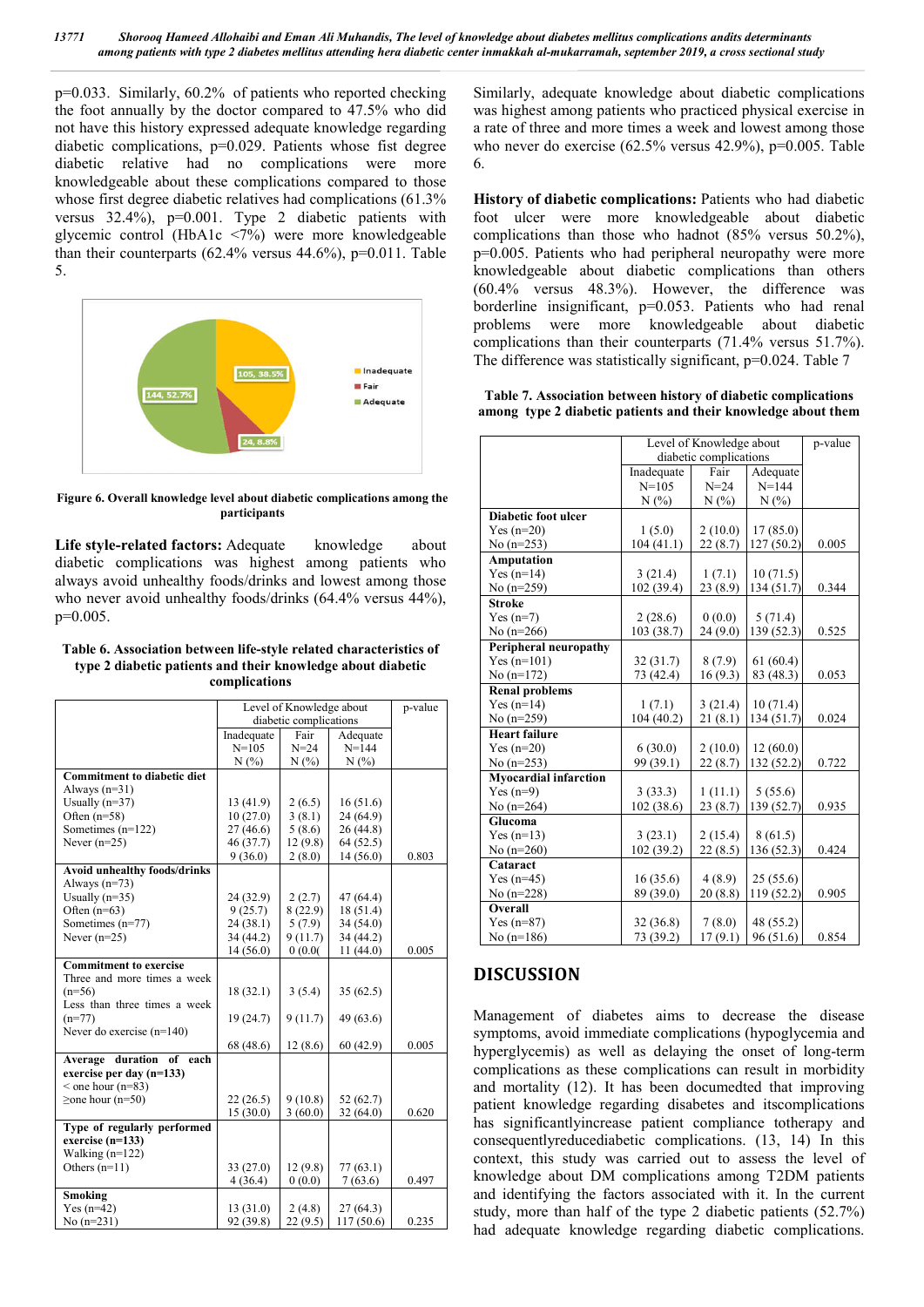p=0.033. Similarly, 60.2% of patients who reported checking the foot annually by the doctor compared to 47.5% who did not have this history expressed adequate knowledge regarding diabetic complications, p=0.029. Patients whose fist degree diabetic relative had no complications were more knowledgeable about these complications compared to those whose first degree diabetic relatives had complications (61.3% versus 32.4%), p=0.001. Type 2 diabetic patients with glycemic control (HbA1c <7%) were more knowledgeable than their counterparts (62.4% versus 44.6%), p=0.011. Table 5.

Figure 6. Overall knowledge level about diabetic complications among the participants

**Life style-related factors:** Adequate knowledge about diabetic complications was highest among patients who always avoid unhealthy foods/drinks and lowest among those who never avoid unhealthy foods/drinks (64.4% versus 44%), p=0.005.

**Table 6. Association between life-style related characteristics of type 2 diabetic patients and their knowledge about diabetic complications**

| | Level of Knowledge about diabetic complications | | | p-value |
|---|---|---|---|---|
| | Inadequate N=105 N (%) | Fair N=24 N (%) | Adequate N=144 N (%) | |
| **Commitment to diabetic diet** | | | | |
| Always (n=31) | 13 (41.9) | 2 (6.5) | 16 (51.6) | |
| Usually (n=37) | 10 (27.0) | 3 (8.1) | 24 (64.9) | |
| Often (n=58) | 27 (46.6) | 5 (8.6) | 26 (44.8) | |
| Sometimes (n=122) | 46 (37.7) | 12 (9.8) | 64 (52.5) | |
| Never (n=25) | 9 (36.0) | 2 (8.0) | 14 (56.0) | 0.803 |
| **Avoid unhealthy foods/drinks** | | | | |
| Always (n=73) | 24 (32.9) | 2 (2.7) | 47 (64.4) | |
| Usually (n=35) | 9 (25.7) | 8 (22.9) | 18 (51.4) | |
| Often (n=63) | 24 (38.1) | 5 (7.9) | 34 (54.0) | |
| Sometimes (n=77) | 34 (44.2) | 9 (11.7) | 34 (44.2) | |
| Never (n=25) | 14 (56.0) | 0 (0.0( | 11 (44.0) | 0.005 |
| **Commitment to exercise** | | | | |
| Three and more times a week (n=56) | 18 (32.1) | 3 (5.4) | 35 (62.5) | |
| Less than three times a week (n=77) | 19 (24.7) | 9 (11.7) | 49 (63.6) | |
| Never do exercise (n=140) | 68 (48.6) | 12 (8.6) | 60 (42.9) | 0.005 |
| **Average duration of each exercise per day (n=133)** | | | | |
| < one hour (n=83) | 22 (26.5) | 9 (10.8) | 52 (62.7) | |
| ≥one hour (n=50) | 15 (30.0) | 3 (60.0) | 32 (64.0) | 0.620 |
| **Type of regularly performed exercise (n=133)** | | | | |
| Walking (n=122) | 33 (27.0) | 12 (9.8) | 77 (63.1) | |
| Others (n=11) | 4 (36.4) | 0 (0.0) | 7 (63.6) | 0.497 |
| **Smoking** | | | | |
| Yes (n=42) | 13 (31.0) | 2 (4.8) | 27 (64.3) | |
| No (n=231) | 92 (39.8) | 22 (9.5) | 117 (50.6) | 0.235 |

Similarly, adequate knowledge about diabetic complications was highest among patients who practiced physical exercise in a rate of three and more times a week and lowest among those who never do exercise (62.5% versus 42.9%), p=0.005. Table 6.

**History of diabetic complications:** Patients who had diabetic foot ulcer were more knowledgeable about diabetic complications than those who hadnot (85% versus 50.2%), p=0.005. Patients who had peripheral neuropathy were more knowledgeable about diabetic complications than others (60.4% versus 48.3%). However, the difference was borderline insignificant, p=0.053. Patients who had renal problems were more knowledgeable about diabetic complications than their counterparts (71.4% versus 51.7%). The difference was statistically significant, p=0.024. Table 7

**Table 7. Association between history of diabetic complications among type 2 diabetic patients and their knowledge about them**

| | Level of Knowledge about diabetic complications | | | p-value |
|---|---|---|---|---|
| | Inadequate N=105 N (%) | Fair N=24 N (%) | Adequate N=144 N (%) | |
| **Diabetic foot ulcer** | | | | |
| Yes (n=20) | 1 (5.0) | 2 (10.0) | 17 (85.0) | |
| No (n=253) | 104 (41.1) | 22 (8.7) | 127 (50.2) | 0.005 |
| **Amputation** | | | | |
| Yes (n=14) | 3 (21.4) | 1 (7.1) | 10 (71.5) | |
| No (n=259) | 102 (39.4) | 23 (8.9) | 134 (51.7) | 0.344 |
| **Stroke** | | | | |
| Yes (n=7) | 2 (28.6) | 0 (0.0) | 5 (71.4) | |
| No (n=266) | 103 (38.7) | 24 (9.0) | 139 (52.3) | 0.525 |
| **Peripheral neuropathy** | | | | |
| Yes (n=101) | 32 (31.7) | 8 (7.9) | 61 (60.4) | |
| No (n=172) | 73 (42.4) | 16 (9.3) | 83 (48.3) | 0.053 |
| **Renal problems** | | | | |
| Yes (n=14) | 1 (7.1) | 3 (21.4) | 10 (71.4) | |
| No (n=259) | 104 (40.2) | 21 (8.1) | 134 (51.7) | 0.024 |
| **Heart failure** | | | | |
| Yes (n=20) | 6 (30.0) | 2 (10.0) | 12 (60.0) | |
| No (n=253) | 99 (39.1) | 22 (8.7) | 132 (52.2) | 0.722 |
| **Myocardial infarction** | | | | |
| Yes (n=9) | 3 (33.3) | 1 (11.1) | 5 (55.6) | |
| No (n=264) | 102 (38.6) | 23 (8.7) | 139 (52.7) | 0.935 |
| **Glucoma** | | | | |
| Yes (n=13) | 3 (23.1) | 2 (15.4) | 8 (61.5) | |
| No (n=260) | 102 (39.2) | 22 (8.5) | 136 (52.3) | 0.424 |
| **Cataract** | | | | |
| Yes (n=45) | 16 (35.6) | 4 (8.9) | 25 (55.6) | |
| No (n=228) | 89 (39.0) | 20 (8.8) | 119 (52.2) | 0.905 |
| **Overall** | | | | |
| Yes (n=87) | 32 (36.8) | 7 (8.0) | 48 (55.2) | |
| No (n=186) | 73 (39.2) | 17 (9.1) | 96 (51.6) | 0.854 |

## DISCUSSION

Management of diabetes aims to decrease the disease symptoms, avoid immediate complications (hypoglycemia and hyperglycemis) as well as delaying the onset of long-term complications as these complications can result in morbidity and mortality (12). It has been documedted that improving patient knowledge regarding disabetes and itscomplications has significantlyincrease patient compliance totherapy and consequentlyreducediabetic complications. (13, 14) In this context, this study was carried out to assess the level of knowledge about DM complications among T2DM patients and identifying the factors associated with it. In the current study, more than half of the type 2 diabetic patients (52.7%) had adequate knowledge regarding diabetic complications.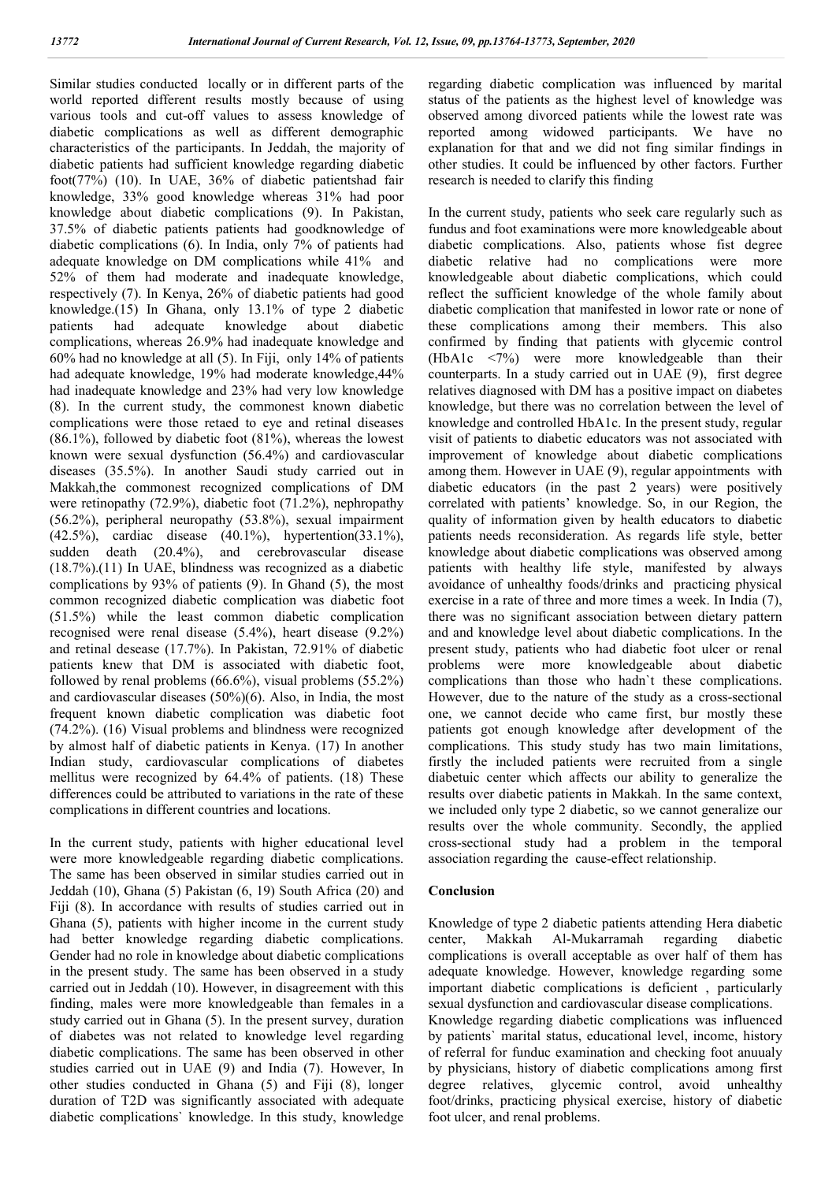Similar studies conducted locally or in different parts of the world reported different results mostly because of using various tools and cut-off values to assess knowledge of diabetic complications as well as different demographic characteristics of the participants. In Jeddah, the majority of diabetic patients had sufficient knowledge regarding diabetic foot(77%) (10). In UAE, 36% of diabetic patientshad fair knowledge, 33% good knowledge whereas 31% had poor knowledge about diabetic complications (9). In Pakistan, 37.5% of diabetic patients patients had goodknowledge of diabetic complications (6). In India, only 7% of patients had adequate knowledge on DM complications while 41% and 52% of them had moderate and inadequate knowledge, respectively (7). In Kenya, 26% of diabetic patients had good knowledge.(15) In Ghana, only 13.1% of type 2 diabetic patients had adequate knowledge about diabetic complications, whereas 26.9% had inadequate knowledge and 60% had no knowledge at all (5). In Fiji, only 14% of patients had adequate knowledge, 19% had moderate knowledge,44% had inadequate knowledge and 23% had very low knowledge (8). In the current study, the commonest known diabetic complications were those retaed to eye and retinal diseases (86.1%), followed by diabetic foot (81%), whereas the lowest known were sexual dysfunction (56.4%) and cardiovascular diseases (35.5%). In another Saudi study carried out in Makkah,the commonest recognized complications of DM were retinopathy (72.9%), diabetic foot (71.2%), nephropathy (56.2%), peripheral neuropathy (53.8%), sexual impairment (42.5%), cardiac disease (40.1%), hypertention(33.1%), sudden death (20.4%), and cerebrovascular disease (18.7%).(11) In UAE, blindness was recognized as a diabetic complications by 93% of patients (9). In Ghand (5), the most common recognized diabetic complication was diabetic foot (51.5%) while the least common diabetic complication recognised were renal disease (5.4%), heart disease (9.2%) and retinal desease (17.7%). In Pakistan, 72.91% of diabetic patients knew that DM is associated with diabetic foot, followed by renal problems (66.6%), visual problems (55.2%) and cardiovascular diseases (50%)(6). Also, in India, the most frequent known diabetic complication was diabetic foot (74.2%). (16) Visual problems and blindness were recognized by almost half of diabetic patients in Kenya. (17) In another Indian study, cardiovascular complications of diabetes mellitus were recognized by 64.4% of patients. (18) These differences could be attributed to variations in the rate of these complications in different countries and locations.

In the current study, patients with higher educational level were more knowledgeable regarding diabetic complications. The same has been observed in similar studies carried out in Jeddah (10), Ghana (5) Pakistan (6, 19) South Africa (20) and Fiji (8). In accordance with results of studies carried out in Ghana (5), patients with higher income in the current study had better knowledge regarding diabetic complications. Gender had no role in knowledge about diabetic complications in the present study. The same has been observed in a study carried out in Jeddah (10). However, in disagreement with this finding, males were more knowledgeable than females in a study carried out in Ghana (5). In the present survey, duration of diabetes was not related to knowledge level regarding diabetic complications. The same has been observed in other studies carried out in UAE (9) and India (7). However, In other studies conducted in Ghana (5) and Fiji (8), longer duration of T2D was significantly associated with adequate diabetic complications` knowledge. In this study, knowledge regarding diabetic complication was influenced by marital status of the patients as the highest level of knowledge was observed among divorced patients while the lowest rate was reported among widowed participants. We have no explanation for that and we did not fing similar findings in other studies. It could be influenced by other factors. Further research is needed to clarify this finding

In the current study, patients who seek care regularly such as fundus and foot examinations were more knowledgeable about diabetic complications. Also, patients whose fist degree diabetic relative had no complications were more knowledgeable about diabetic complications, which could reflect the sufficient knowledge of the whole family about diabetic complication that manifested in lowor rate or none of these complications among their members. This also confirmed by finding that patients with glycemic control (HbA1c <7%) were more knowledgeable than their counterparts. In a study carried out in UAE (9), first degree relatives diagnosed with DM has a positive impact on diabetes knowledge, but there was no correlation between the level of knowledge and controlled HbA1c. In the present study, regular visit of patients to diabetic educators was not associated with improvement of knowledge about diabetic complications among them. However in UAE (9), regular appointments with diabetic educators (in the past 2 years) were positively correlated with patients' knowledge. So, in our Region, the quality of information given by health educators to diabetic patients needs reconsideration. As regards life style, better knowledge about diabetic complications was observed among patients with healthy life style, manifested by always avoidance of unhealthy foods/drinks and practicing physical exercise in a rate of three and more times a week. In India (7), there was no significant association between dietary pattern and and knowledge level about diabetic complications. In the present study, patients who had diabetic foot ulcer or renal problems were more knowledgeable about diabetic complications than those who hadn`t these complications. However, due to the nature of the study as a cross-sectional one, we cannot decide who came first, bur mostly these patients got enough knowledge after development of the complications. This study study has two main limitations, firstly the included patients were recruited from a single diabetuic center which affects our ability to generalize the results over diabetic patients in Makkah. In the same context, we included only type 2 diabetic, so we cannot generalize our results over the whole community. Secondly, the applied cross-sectional study had a problem in the temporal association regarding the cause-effect relationship.

## Conclusion

Knowledge of type 2 diabetic patients attending Hera diabetic center, Makkah Al-Mukarramah regarding diabetic complications is overall acceptable as over half of them has adequate knowledge. However, knowledge regarding some important diabetic complications is deficient , particularly sexual dysfunction and cardiovascular disease complications.

Knowledge regarding diabetic complications was influenced by patients` marital status, educational level, income, history of referral for funduc examination and checking foot anuualy by physicians, history of diabetic complications among first degree relatives, glycemic control, avoid unhealthy foot/drinks, practicing physical exercise, history of diabetic foot ulcer, and renal problems.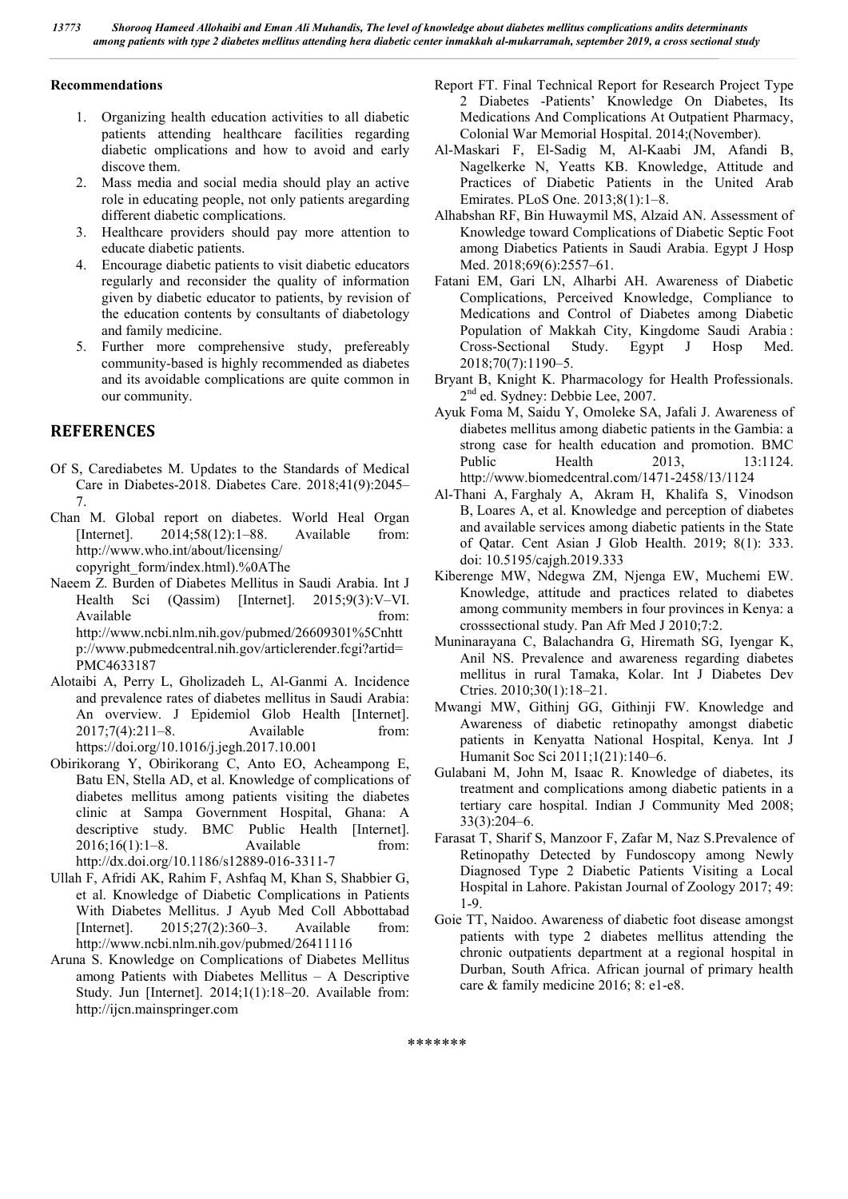## Recommendations

1. Organizing health education activities to all diabetic patients attending healthcare facilities regarding diabetic omplications and how to avoid and early discove them.
2. Mass media and social media should play an active role in educating people, not only patients aregarding different diabetic complications.
3. Healthcare providers should pay more attention to educate diabetic patients.
4. Encourage diabetic patients to visit diabetic educators regularly and reconsider the quality of information given by diabetic educator to patients, by revision of the education contents by consultants of diabetology and family medicine.
5. Further more comprehensive study, prefereably community-based is highly recommended as diabetes and its avoidable complications are quite common in our community.

## REFERENCES

Of S, Carediabetes M. Updates to the Standards of Medical Care in Diabetes-2018. Diabetes Care. 2018;41(9):2045–7.

Chan M. Global report on diabetes. World Heal Organ [Internet]. 2014;58(12):1–88. Available from: http://www.who.int/about/licensing/copyright_form/index.html).%0AThe

Naeem Z. Burden of Diabetes Mellitus in Saudi Arabia. Int J Health Sci (Qassim) [Internet]. 2015;9(3):V–VI. Available from: http://www.ncbi.nlm.nih.gov/pubmed/26609301%5Cnhttp://www.pubmedcentral.nih.gov/articlerender.fcgi?artid=PMC4633187

Alotaibi A, Perry L, Gholizadeh L, Al-Ganmi A. Incidence and prevalence rates of diabetes mellitus in Saudi Arabia: An overview. J Epidemiol Glob Health [Internet]. 2017;7(4):211–8. Available from: https://doi.org/10.1016/j.jegh.2017.10.001

Obirikorang Y, Obirikorang C, Anto EO, Acheampong E, Batu EN, Stella AD, et al. Knowledge of complications of diabetes mellitus among patients visiting the diabetes clinic at Sampa Government Hospital, Ghana: A descriptive study. BMC Public Health [Internet]. 2016;16(1):1–8. Available from: http://dx.doi.org/10.1186/s12889-016-3311-7

Ullah F, Afridi AK, Rahim F, Ashfaq M, Khan S, Shabbier G, et al. Knowledge of Diabetic Complications in Patients With Diabetes Mellitus. J Ayub Med Coll Abbottabad [Internet]. 2015;27(2):360–3. Available from: http://www.ncbi.nlm.nih.gov/pubmed/26411116

Aruna S. Knowledge on Complications of Diabetes Mellitus among Patients with Diabetes Mellitus – A Descriptive Study. Jun [Internet]. 2014;1(1):18–20. Available from: http://ijcn.mainspringer.com

Report FT. Final Technical Report for Research Project Type 2 Diabetes -Patients' Knowledge On Diabetes, Its Medications And Complications At Outpatient Pharmacy, Colonial War Memorial Hospital. 2014;(November).

Al-Maskari F, El-Sadig M, Al-Kaabi JM, Afandi B, Nagelkerke N, Yeatts KB. Knowledge, Attitude and Practices of Diabetic Patients in the United Arab Emirates. PLoS One. 2013;8(1):1–8.

Alhabshan RF, Bin Huwaymil MS, Alzaid AN. Assessment of Knowledge toward Complications of Diabetic Septic Foot among Diabetics Patients in Saudi Arabia. Egypt J Hosp Med. 2018;69(6):2557–61.

Fatani EM, Gari LN, Alharbi AH. Awareness of Diabetic Complications, Perceived Knowledge, Compliance to Medications and Control of Diabetes among Diabetic Population of Makkah City, Kingdome Saudi Arabia : Cross-Sectional Study. Egypt J Hosp Med. 2018;70(7):1190–5.

Bryant B, Knight K. Pharmacology for Health Professionals. 2nd ed. Sydney: Debbie Lee, 2007.

Ayuk Foma M, Saidu Y, Omoleke SA, Jafali J. Awareness of diabetes mellitus among diabetic patients in the Gambia: a strong case for health education and promotion. BMC Public Health 2013, 13:1124. http://www.biomedcentral.com/1471-2458/13/1124

Al-Thani A, Farghaly A, Akram H, Khalifa S, Vinodson B, Loares A, et al. Knowledge and perception of diabetes and available services among diabetic patients in the State of Qatar. Cent Asian J Glob Health. 2019; 8(1): 333. doi: 10.5195/cajgh.2019.333

Kiberenge MW, Ndegwa ZM, Njenga EW, Muchemi EW. Knowledge, attitude and practices related to diabetes among community members in four provinces in Kenya: a crosssectional study. Pan Afr Med J 2010;7:2.

Muninarayana C, Balachandra G, Hiremath SG, Iyengar K, Anil NS. Prevalence and awareness regarding diabetes mellitus in rural Tamaka, Kolar. Int J Diabetes Dev Ctries. 2010;30(1):18–21.

Mwangi MW, Githinj GG, Githinji FW. Knowledge and Awareness of diabetic retinopathy amongst diabetic patients in Kenyatta National Hospital, Kenya. Int J Humanit Soc Sci 2011;1(21):140–6.

Gulabani M, John M, Isaac R. Knowledge of diabetes, its treatment and complications among diabetic patients in a tertiary care hospital. Indian J Community Med 2008; 33(3):204–6.

Farasat T, Sharif S, Manzoor F, Zafar M, Naz S.Prevalence of Retinopathy Detected by Fundoscopy among Newly Diagnosed Type 2 Diabetic Patients Visiting a Local Hospital in Lahore. Pakistan Journal of Zoology 2017; 49: 1-9.

Goie TT, Naidoo. Awareness of diabetic foot disease amongst patients with type 2 diabetes mellitus attending the chronic outpatients department at a regional hospital in Durban, South Africa. African journal of primary health care & family medicine 2016; 8: e1-e8.

*******